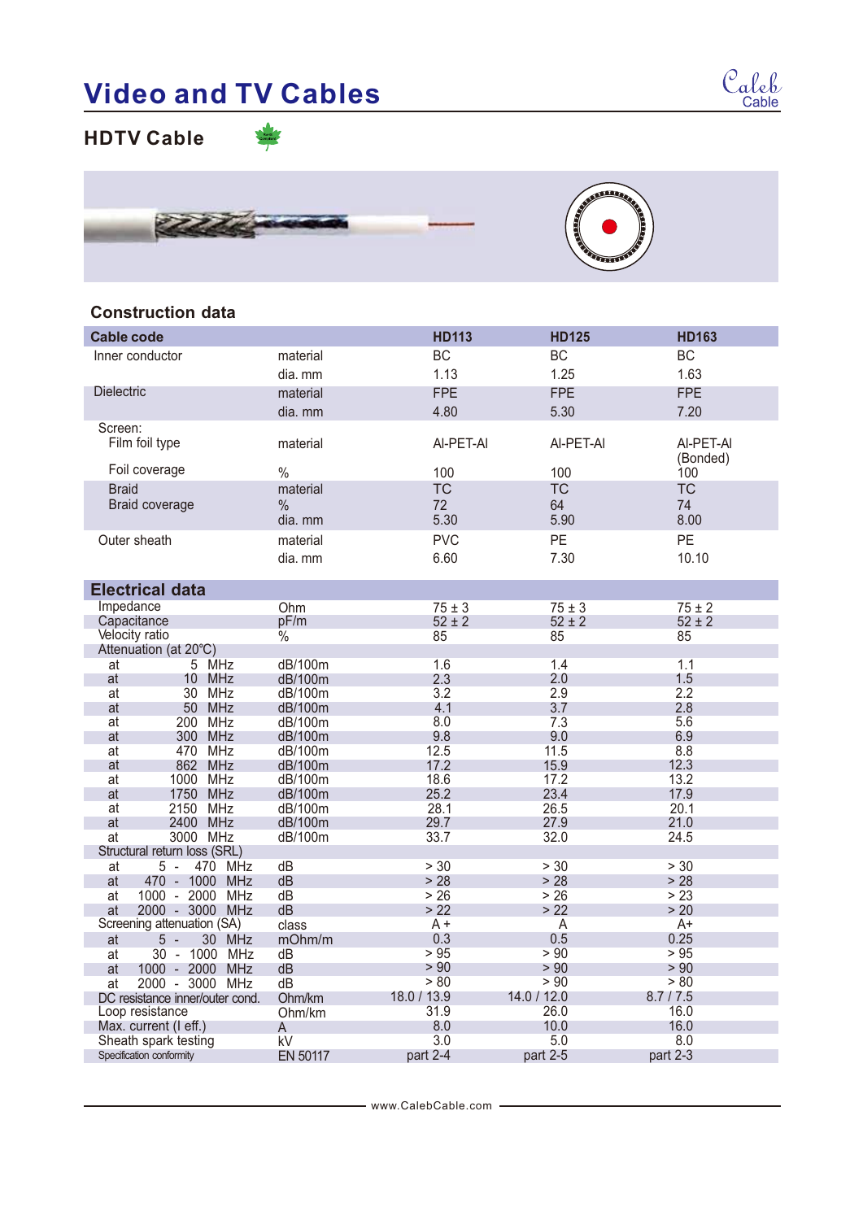# Video and TV Cables

## HDTV Cable

### Construction data

| Cable code | | HD113 | HD125 | HD163 |
|---|---|---|---|---|
| Inner conductor | material | BC | BC | BC |
| | dia. mm | 1.13 | 1.25 | 1.63 |
| Dielectric | material | FPE | FPE | FPE |
| | dia. mm | 4.80 | 5.30 | 7.20 |
| Screen: | | | | |
| Film foil type | material | Al-PET-Al | Al-PET-Al | Al-PET-Al (Bonded) |
| Foil coverage | % | 100 | 100 | 100 |
| Braid | material | TC | TC | TC |
| Braid coverage | % | 72 | 64 | 74 |
| | dia. mm | 5.30 | 5.90 | 8.00 |
| Outer sheath | material | PVC | PE | PE |
| | dia. mm | 6.60 | 7.30 | 10.10 |

### Electrical data

| | | HD113 | HD125 | HD163 |
|---|---|---|---|---|
| Impedance | Ohm | 75 ± 3 | 75 ± 3 | 75 ± 2 |
| Capacitance | pF/m | 52 ± 2 | 52 ± 2 | 52 ± 2 |
| Velocity ratio | % | 85 | 85 | 85 |
| Attenuation (at 20°C) | | | | |
| at 5 MHz | dB/100m | 1.6 | 1.4 | 1.1 |
| at 10 MHz | dB/100m | 2.3 | 2.0 | 1.5 |
| at 30 MHz | dB/100m | 3.2 | 2.9 | 2.2 |
| at 50 MHz | dB/100m | 4.1 | 3.7 | 2.8 |
| at 200 MHz | dB/100m | 8.0 | 7.3 | 5.6 |
| at 300 MHz | dB/100m | 9.8 | 9.0 | 6.9 |
| at 470 MHz | dB/100m | 12.5 | 11.5 | 8.8 |
| at 862 MHz | dB/100m | 17.2 | 15.9 | 12.3 |
| at 1000 MHz | dB/100m | 18.6 | 17.2 | 13.2 |
| at 1750 MHz | dB/100m | 25.2 | 23.4 | 17.9 |
| at 2150 MHz | dB/100m | 28.1 | 26.5 | 20.1 |
| at 2400 MHz | dB/100m | 29.7 | 27.9 | 21.0 |
| at 3000 MHz | dB/100m | 33.7 | 32.0 | 24.5 |
| Structural return loss (SRL) | | | | |
| at 5 - 470 MHz | dB | > 30 | > 30 | > 30 |
| at 470 - 1000 MHz | dB | > 28 | > 28 | > 28 |
| at 1000 - 2000 MHz | dB | > 26 | > 26 | > 23 |
| at 2000 - 3000 MHz | dB | > 22 | > 22 | > 20 |
| Screening attenuation (SA) | class | A + | A | A+ |
| at 5 - 30 MHz | mOhm/m | 0.3 | 0.5 | 0.25 |
| at 30 - 1000 MHz | dB | > 95 | > 90 | > 95 |
| at 1000 - 2000 MHz | dB | > 90 | > 90 | > 90 |
| at 2000 - 3000 MHz | dB | > 80 | > 90 | > 80 |
| DC resistance inner/outer cond. | Ohm/km | 18.0 / 13.9 | 14.0 / 12.0 | 8.7 / 7.5 |
| Loop resistance | Ohm/km | 31.9 | 26.0 | 16.0 |
| Max. current (I eff.) | A | 8.0 | 10.0 | 16.0 |
| Sheath spark testing | kV | 3.0 | 5.0 | 8.0 |
| Specification conformity | EN 50117 | part 2-4 | part 2-5 | part 2-3 |

www.CalebCable.com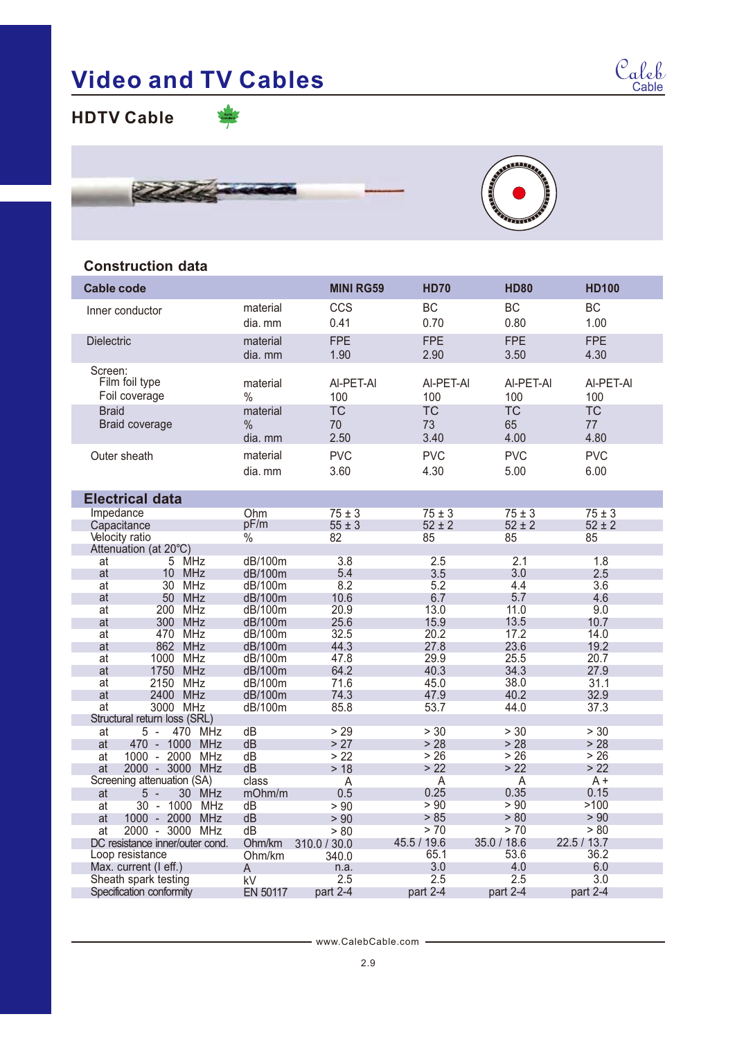# Video and TV Cables

## HDTV Cable

### Construction data

| Cable code | | MINI RG59 | HD70 | HD80 | HD100 |
|---|---|---|---|---|---|
| Inner conductor | material | CCS | BC | BC | BC |
| | dia. mm | 0.41 | 0.70 | 0.80 | 1.00 |
| Dielectric | material | FPE | FPE | FPE | FPE |
| | dia. mm | 1.90 | 2.90 | 3.50 | 4.30 |
| Screen: | | | | | |
| Film foil type | material | Al-PET-Al | Al-PET-Al | Al-PET-Al | Al-PET-Al |
| Foil coverage | % | 100 | 100 | 100 | 100 |
| Braid | material | TC | TC | TC | TC |
| Braid coverage | % | 70 | 73 | 65 | 77 |
| | dia. mm | 2.50 | 3.40 | 4.00 | 4.80 |
| Outer sheath | material | PVC | PVC | PVC | PVC |
| | dia. mm | 3.60 | 4.30 | 5.00 | 6.00 |

### Electrical data

| | | MINI RG59 | HD70 | HD80 | HD100 |
|---|---|---|---|---|---|
| Impedance | Ohm | 75 ± 3 | 75 ± 3 | 75 ± 3 | 75 ± 3 |
| Capacitance | pF/m | 55 ± 3 | 52 ± 2 | 52 ± 2 | 52 ± 2 |
| Velocity ratio | % | 82 | 85 | 85 | 85 |
| Attenuation (at 20°C) | | | | | |
| at 5 MHz | dB/100m | 3.8 | 2.5 | 2.1 | 1.8 |
| at 10 MHz | dB/100m | 5.4 | 3.5 | 3.0 | 2.5 |
| at 30 MHz | dB/100m | 8.2 | 5.2 | 4.4 | 3.6 |
| at 50 MHz | dB/100m | 10.6 | 6.7 | 5.7 | 4.6 |
| at 200 MHz | dB/100m | 20.9 | 13.0 | 11.0 | 9.0 |
| at 300 MHz | dB/100m | 25.6 | 15.9 | 13.5 | 10.7 |
| at 470 MHz | dB/100m | 32.5 | 20.2 | 17.2 | 14.0 |
| at 862 MHz | dB/100m | 44.3 | 27.8 | 23.6 | 19.2 |
| at 1000 MHz | dB/100m | 47.8 | 29.9 | 25.5 | 20.7 |
| at 1750 MHz | dB/100m | 64.2 | 40.3 | 34.3 | 27.9 |
| at 2150 MHz | dB/100m | 71.6 | 45.0 | 38.0 | 31.1 |
| at 2400 MHz | dB/100m | 74.3 | 47.9 | 40.2 | 32.9 |
| at 3000 MHz | dB/100m | 85.8 | 53.7 | 44.0 | 37.3 |
| Structural return loss (SRL) | | | | | |
| at 5 - 470 MHz | dB | > 29 | > 30 | > 30 | > 30 |
| at 470 - 1000 MHz | dB | > 27 | > 28 | > 28 | > 28 |
| at 1000 - 2000 MHz | dB | > 22 | > 26 | > 26 | > 26 |
| at 2000 - 3000 MHz | dB | > 18 | > 22 | > 22 | > 22 |
| Screening attenuation (SA) | class | A | A | A | A + |
| at 5 - 30 MHz | mOhm/m | 0.5 | 0.25 | 0.35 | 0.15 |
| at 30 - 1000 MHz | dB | > 90 | > 90 | > 90 | >100 |
| at 1000 - 2000 MHz | dB | > 90 | > 85 | > 80 | > 90 |
| at 2000 - 3000 MHz | dB | > 80 | > 70 | > 70 | > 80 |
| DC resistance inner/outer cond. | Ohm/km | 310.0 / 30.0 | 45.5 / 19.6 | 35.0 / 18.6 | 22.5 / 13.7 |
| Loop resistance | Ohm/km | 340.0 | 65.1 | 53.6 | 36.2 |
| Max. current (I eff.) | A | n.a. | 3.0 | 4.0 | 6.0 |
| Sheath spark testing | kV | 2.5 | 2.5 | 2.5 | 3.0 |
| Specification conformity | EN 50117 | part 2-4 | part 2-4 | part 2-4 | part 2-4 |

www.CalebCable.com